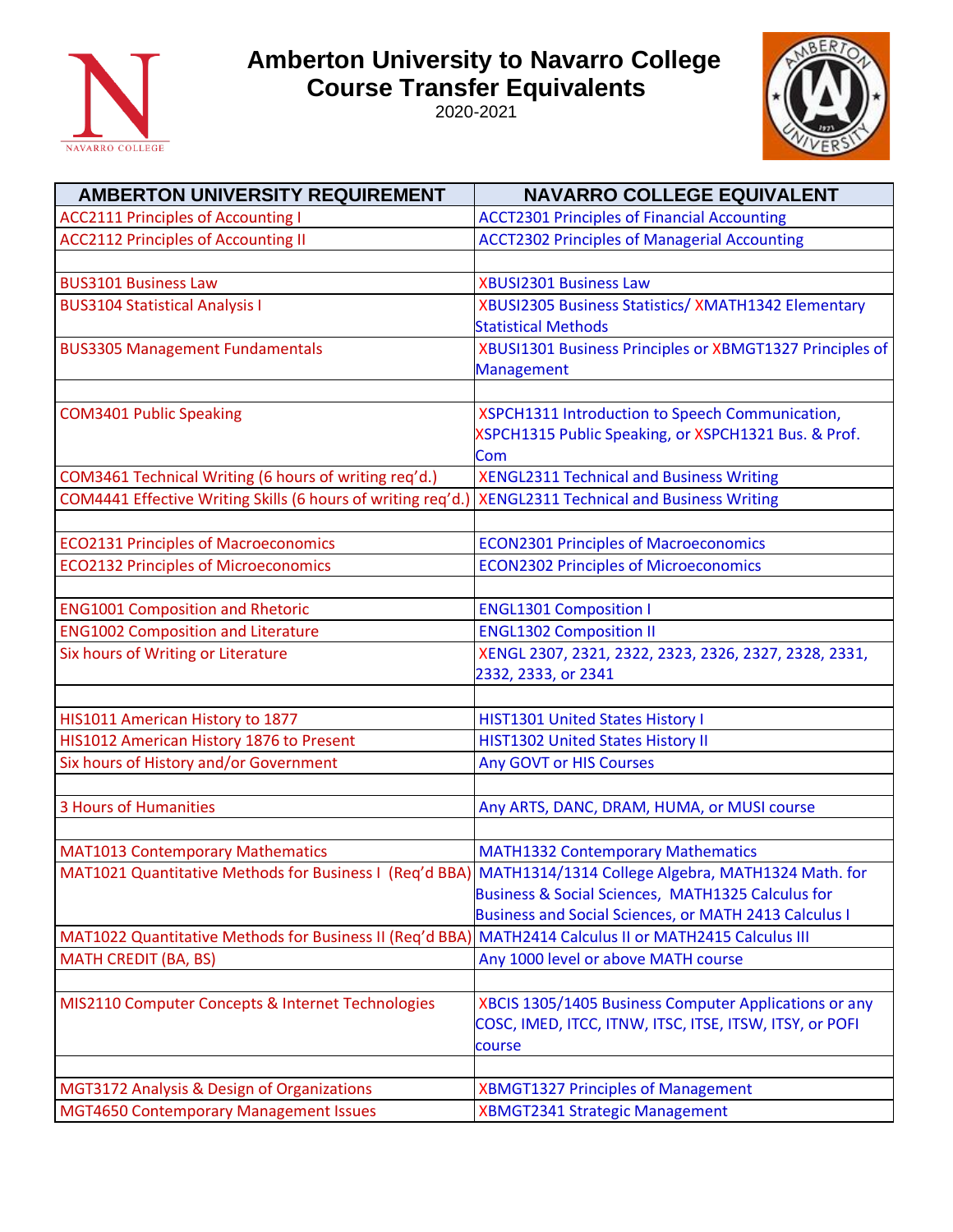# Amberton University to Navarro College Course Transfer Equivalents

2020-2021

| AMBERTON UNIVERSITY REQUIREMENT | NAVARRO COLLEGE EQUIVALENT |
|---|---|
| ACC2111 Principles of Accounting I | ACCT2301 Principles of Financial Accounting |
| ACC2112 Principles of Accounting II | ACCT2302 Principles of Managerial Accounting |
| | |
| BUS3101 Business Law | XBUSI2301 Business Law |
| BUS3104 Statistical Analysis I | XBUSI2305 Business Statistics/ XMATH1342 Elementary Statistical Methods |
| BUS3305 Management Fundamentals | XBUSI1301 Business Principles or XBMGT1327 Principles of Management |
| | |
| COM3401 Public Speaking | XSPCH1311 Introduction to Speech Communication, XSPCH1315 Public Speaking, or XSPCH1321 Bus. & Prof. Com |
| COM3461 Technical Writing (6 hours of writing req'd.) | XENGL2311 Technical and Business Writing |
| COM4441 Effective Writing Skills (6 hours of writing req'd.) | XENGL2311 Technical and Business Writing |
| | |
| ECO2131 Principles of Macroeconomics | ECON2301 Principles of Macroeconomics |
| ECO2132 Principles of Microeconomics | ECON2302 Principles of Microeconomics |
| | |
| ENG1001 Composition and Rhetoric | ENGL1301 Composition I |
| ENG1002 Composition and Literature | ENGL1302 Composition II |
| Six hours of Writing or Literature | XENGL 2307, 2321, 2322, 2323, 2326, 2327, 2328, 2331, 2332, 2333, or 2341 |
| | |
| HIS1011 American History to 1877 | HIST1301 United States History I |
| HIS1012 American History 1876 to Present | HIST1302 United States History II |
| Six hours of History and/or Government | Any GOVT or HIS Courses |
| | |
| 3 Hours of Humanities | Any ARTS, DANC, DRAM, HUMA, or MUSI course |
| | |
| MAT1013 Contemporary Mathematics | MATH1332 Contemporary Mathematics |
| MAT1021 Quantitative Methods for Business I (Req'd BBA) | MATH1314/1314 College Algebra, MATH1324 Math. for Business & Social Sciences, MATH1325 Calculus for Business and Social Sciences, or MATH 2413 Calculus I |
| MAT1022 Quantitative Methods for Business II (Req'd BBA) | MATH2414 Calculus II or MATH2415 Calculus III |
| MATH CREDIT (BA, BS) | Any 1000 level or above MATH course |
| | |
| MIS2110 Computer Concepts & Internet Technologies | XBCIS 1305/1405 Business Computer Applications or any COSC, IMED, ITCC, ITNW, ITSC, ITSE, ITSW, ITSY, or POFI course |
| | |
| MGT3172 Analysis & Design of Organizations | XBMGT1327 Principles of Management |
| MGT4650 Contemporary Management Issues | XBMGT2341 Strategic Management |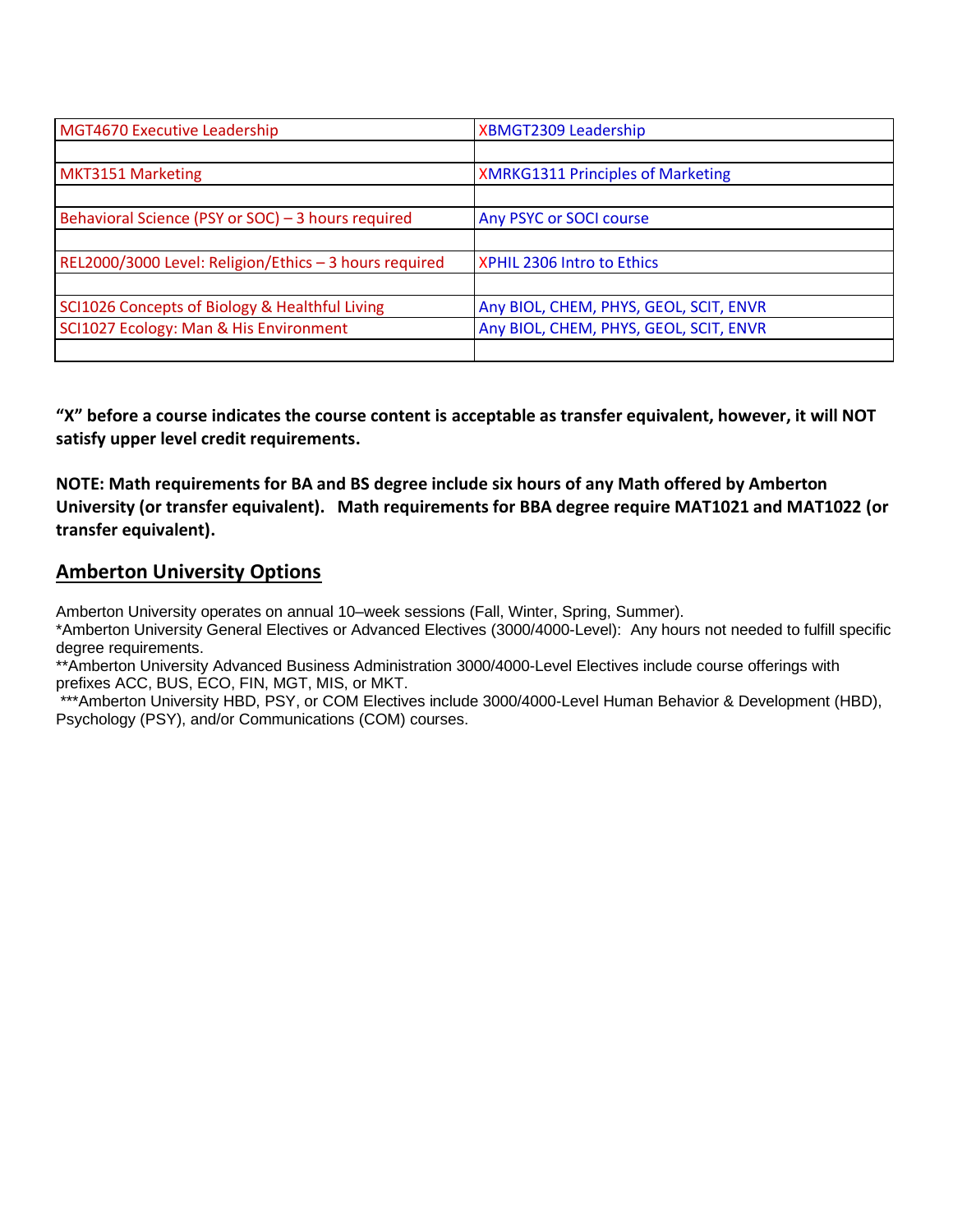| | |
|---|---|
| MGT4670 Executive Leadership | XBMGT2309 Leadership |
| | |
| MKT3151 Marketing | XMRKG1311 Principles of Marketing |
| | |
| Behavioral Science (PSY or SOC) – 3 hours required | Any PSYC or SOCI course |
| | |
| REL2000/3000 Level: Religion/Ethics – 3 hours required | XPHIL 2306 Intro to Ethics |
| | |
| SCI1026 Concepts of Biology & Healthful Living | Any BIOL, CHEM, PHYS, GEOL, SCIT, ENVR |
| SCI1027 Ecology: Man & His Environment | Any BIOL, CHEM, PHYS, GEOL, SCIT, ENVR |
| | |

**"X" before a course indicates the course content is acceptable as transfer equivalent, however, it will NOT satisfy upper level credit requirements.**

**NOTE: Math requirements for BA and BS degree include six hours of any Math offered by Amberton University (or transfer equivalent). Math requirements for BBA degree require MAT1021 and MAT1022 (or transfer equivalent).**

## Amberton University Options

Amberton University operates on annual 10–week sessions (Fall, Winter, Spring, Summer).

*Amberton University General Electives or Advanced Electives (3000/4000-Level): Any hours not needed to fulfill specific degree requirements.

**Amberton University Advanced Business Administration 3000/4000-Level Electives include course offerings with prefixes ACC, BUS, ECO, FIN, MGT, MIS, or MKT.

***Amberton University HBD, PSY, or COM Electives include 3000/4000-Level Human Behavior & Development (HBD), Psychology (PSY), and/or Communications (COM) courses.